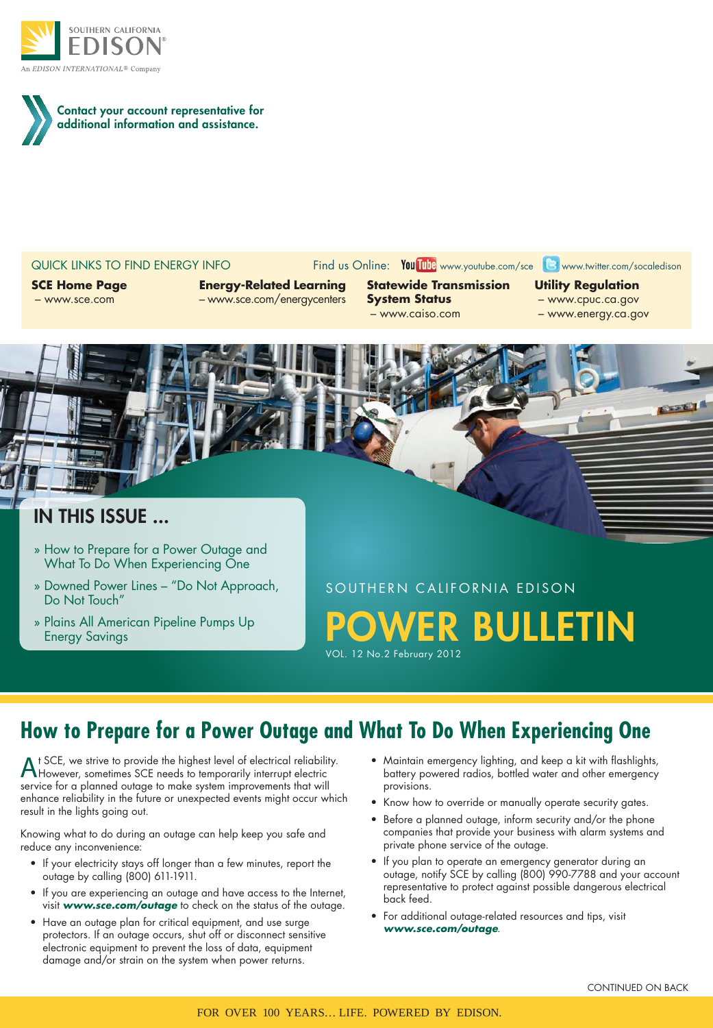SOUTHERN CALIFORNIA EDISON®

An EDISON INTERNATIONAL® Company

**Contact your account representative for additional information and assistance.**

QUICK LINKS TO FIND ENERGY INFO

Find us Online: YouTube www.youtube.com/sce Twitter www.twitter.com/socaledison

**SCE Home Page**
– www.sce.com

**Energy-Related Learning**
– www.sce.com/energycenters

**Statewide Transmission System Status**
– www.caiso.com

**Utility Regulation**
– www.cpuc.ca.gov
– www.energy.ca.gov

## IN THIS ISSUE ...

- » How to Prepare for a Power Outage and What To Do When Experiencing One
- » Downed Power Lines – "Do Not Approach, Do Not Touch"
- » Plains All American Pipeline Pumps Up Energy Savings

SOUTHERN CALIFORNIA EDISON

# POWER BULLETIN

VOL. 12 No.2 February 2012

## How to Prepare for a Power Outage and What To Do When Experiencing One

At SCE, we strive to provide the highest level of electrical reliability. However, sometimes SCE needs to temporarily interrupt electric service for a planned outage to make system improvements that will enhance reliability in the future or unexpected events might occur which result in the lights going out.

Knowing what to do during an outage can help keep you safe and reduce any inconvenience:

- If your electricity stays off longer than a few minutes, report the outage by calling (800) 611-1911.
- If you are experiencing an outage and have access to the Internet, visit ***www.sce.com/outage*** to check on the status of the outage.
- Have an outage plan for critical equipment, and use surge protectors. If an outage occurs, shut off or disconnect sensitive electronic equipment to prevent the loss of data, equipment damage and/or strain on the system when power returns.
- Maintain emergency lighting, and keep a kit with flashlights, battery powered radios, bottled water and other emergency provisions.
- Know how to override or manually operate security gates.
- Before a planned outage, inform security and/or the phone companies that provide your business with alarm systems and private phone service of the outage.
- If you plan to operate an emergency generator during an outage, notify SCE by calling (800) 990-7788 and your account representative to protect against possible dangerous electrical back feed.
- For additional outage-related resources and tips, visit ***www.sce.com/outage***.

CONTINUED ON BACK

FOR OVER 100 YEARS... LIFE. POWERED BY EDISON.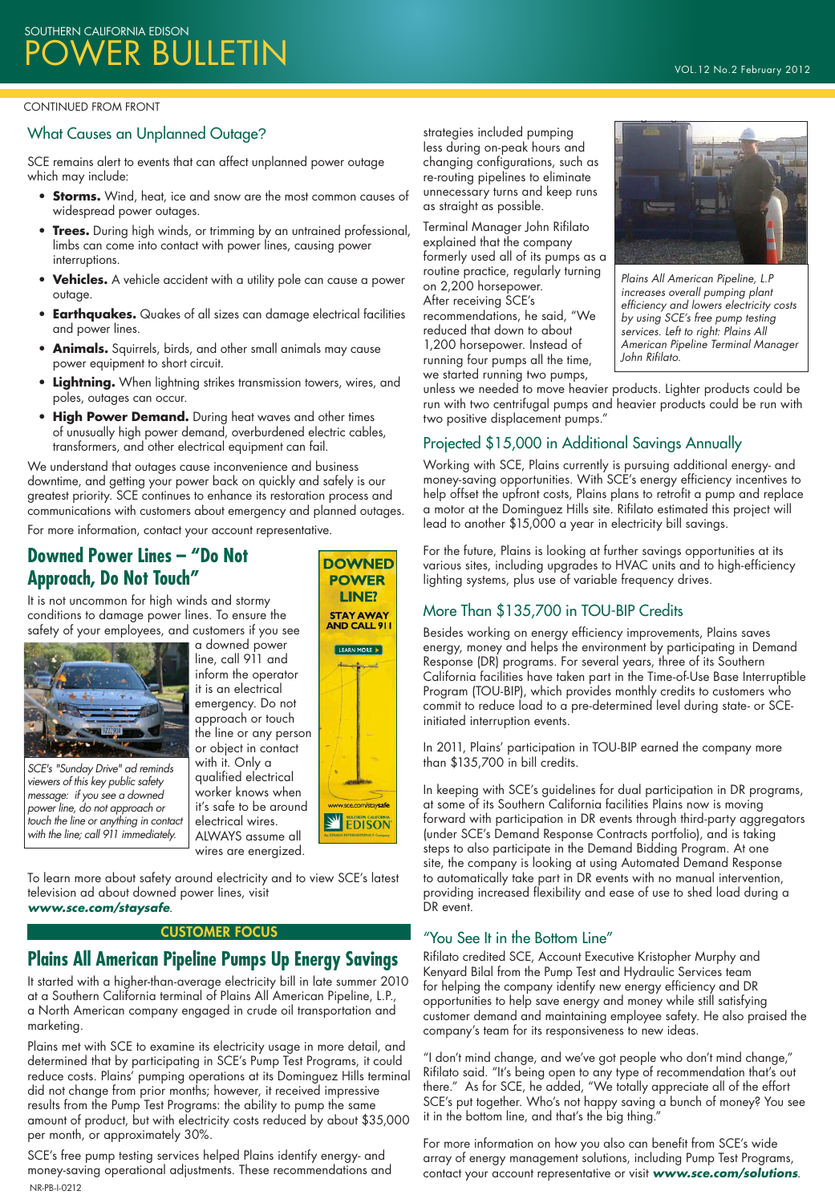CONTINUED FROM FRONT

## What Causes an Unplanned Outage?

SCE remains alert to events that can affect unplanned power outage which may include:

- **Storms.** Wind, heat, ice and snow are the most common causes of widespread power outages.
- **Trees.** During high winds, or trimming by an untrained professional, limbs can come into contact with power lines, causing power interruptions.
- **Vehicles.** A vehicle accident with a utility pole can cause a power outage.
- **Earthquakes.** Quakes of all sizes can damage electrical facilities and power lines.
- **Animals.** Squirrels, birds, and other small animals may cause power equipment to short circuit.
- **Lightning.** When lightning strikes transmission towers, wires, and poles, outages can occur.
- **High Power Demand.** During heat waves and other times of unusually high power demand, overburdened electric cables, transformers, and other electrical equipment can fail.

We understand that outages cause inconvenience and business downtime, and getting your power back on quickly and safely is our greatest priority. SCE continues to enhance its restoration process and communications with customers about emergency and planned outages.

For more information, contact your account representative.

## Downed Power Lines – "Do Not Approach, Do Not Touch"

It is not uncommon for high winds and stormy conditions to damage power lines. To ensure the safety of your employees, and customers if you see a downed power line, call 911 and inform the operator it is an electrical emergency. Do not approach or touch the line or any person or object in contact with it. Only a qualified electrical worker knows when it's safe to be around electrical wires. ALWAYS assume all wires are energized.

*SCE's "Sunday Drive" ad reminds viewers of this key public safety message: if you see a downed power line, do not approach or touch the line or anything in contact with the line; call 911 immediately.*

DOWNED POWER LINE?
STAY AWAY AND CALL 911
LEARN MORE
www.sce.com/staysafe
SOUTHERN CALIFORNIA EDISON

To learn more about safety around electricity and to view SCE's latest television ad about downed power lines, visit ***www.sce.com/staysafe***.

CUSTOMER FOCUS

## Plains All American Pipeline Pumps Up Energy Savings

It started with a higher-than-average electricity bill in late summer 2010 at a Southern California terminal of Plains All American Pipeline, L.P., a North American company engaged in crude oil transportation and marketing.

Plains met with SCE to examine its electricity usage in more detail, and determined that by participating in SCE's Pump Test Programs, it could reduce costs. Plains' pumping operations at its Dominguez Hills terminal did not change from prior months; however, it received impressive results from the Pump Test Programs: the ability to pump the same amount of product, but with electricity costs reduced by about $35,000 per month, or approximately 30%.

SCE's free pump testing services helped Plains identify energy- and money-saving operational adjustments. These recommendations and strategies included pumping less during on-peak hours and changing configurations, such as re-routing pipelines to eliminate unnecessary turns and keep runs as straight as possible.

*Plains All American Pipeline, L.P increases overall pumping plant efficiency and lowers electricity costs by using SCE's free pump testing services. Left to right: Plains All American Pipeline Terminal Manager John Rifilato.*

Terminal Manager John Rifilato explained that the company formerly used all of its pumps as a routine practice, regularly turning on 2,200 horsepower. After receiving SCE's recommendations, he said, "We reduced that down to about 1,200 horsepower. Instead of running four pumps all the time, we started running two pumps, unless we needed to move heavier products. Lighter products could be run with two centrifugal pumps and heavier products could be run with two positive displacement pumps."

### Projected $15,000 in Additional Savings Annually

Working with SCE, Plains currently is pursuing additional energy- and money-saving opportunities. With SCE's energy efficiency incentives to help offset the upfront costs, Plains plans to retrofit a pump and replace a motor at the Dominguez Hills site. Rifilato estimated this project will lead to another $15,000 a year in electricity bill savings.

For the future, Plains is looking at further savings opportunities at its various sites, including upgrades to HVAC units and to high-efficiency lighting systems, plus use of variable frequency drives.

### More Than $135,700 in TOU-BIP Credits

Besides working on energy efficiency improvements, Plains saves energy, money and helps the environment by participating in Demand Response (DR) programs. For several years, three of its Southern California facilities have taken part in the Time-of-Use Base Interruptible Program (TOU-BIP), which provides monthly credits to customers who commit to reduce load to a pre-determined level during state- or SCE-initiated interruption events.

In 2011, Plains' participation in TOU-BIP earned the company more than $135,700 in bill credits.

In keeping with SCE's guidelines for dual participation in DR programs, at some of its Southern California facilities Plains now is moving forward with participation in DR events through third-party aggregators (under SCE's Demand Response Contracts portfolio), and is taking steps to also participate in the Demand Bidding Program. At one site, the company is looking at using Automated Demand Response to automatically take part in DR events with no manual intervention, providing increased flexibility and ease of use to shed load during a DR event.

### "You See It in the Bottom Line"

Rifilato credited SCE, Account Executive Kristopher Murphy and Kenyard Bilal from the Pump Test and Hydraulic Services team for helping the company identify new energy efficiency and DR opportunities to help save energy and money while still satisfying customer demand and maintaining employee safety. He also praised the company's team for its responsiveness to new ideas.

"I don't mind change, and we've got people who don't mind change," Rifilato said. "It's being open to any type of recommendation that's out there." As for SCE, he added, "We totally appreciate all of the effort SCE's put together. Who's not happy saving a bunch of money? You see it in the bottom line, and that's the big thing."

For more information on how you also can benefit from SCE's wide array of energy management solutions, including Pump Test Programs, contact your account representative or visit ***www.sce.com/solutions***.

NR-PB-I-0212